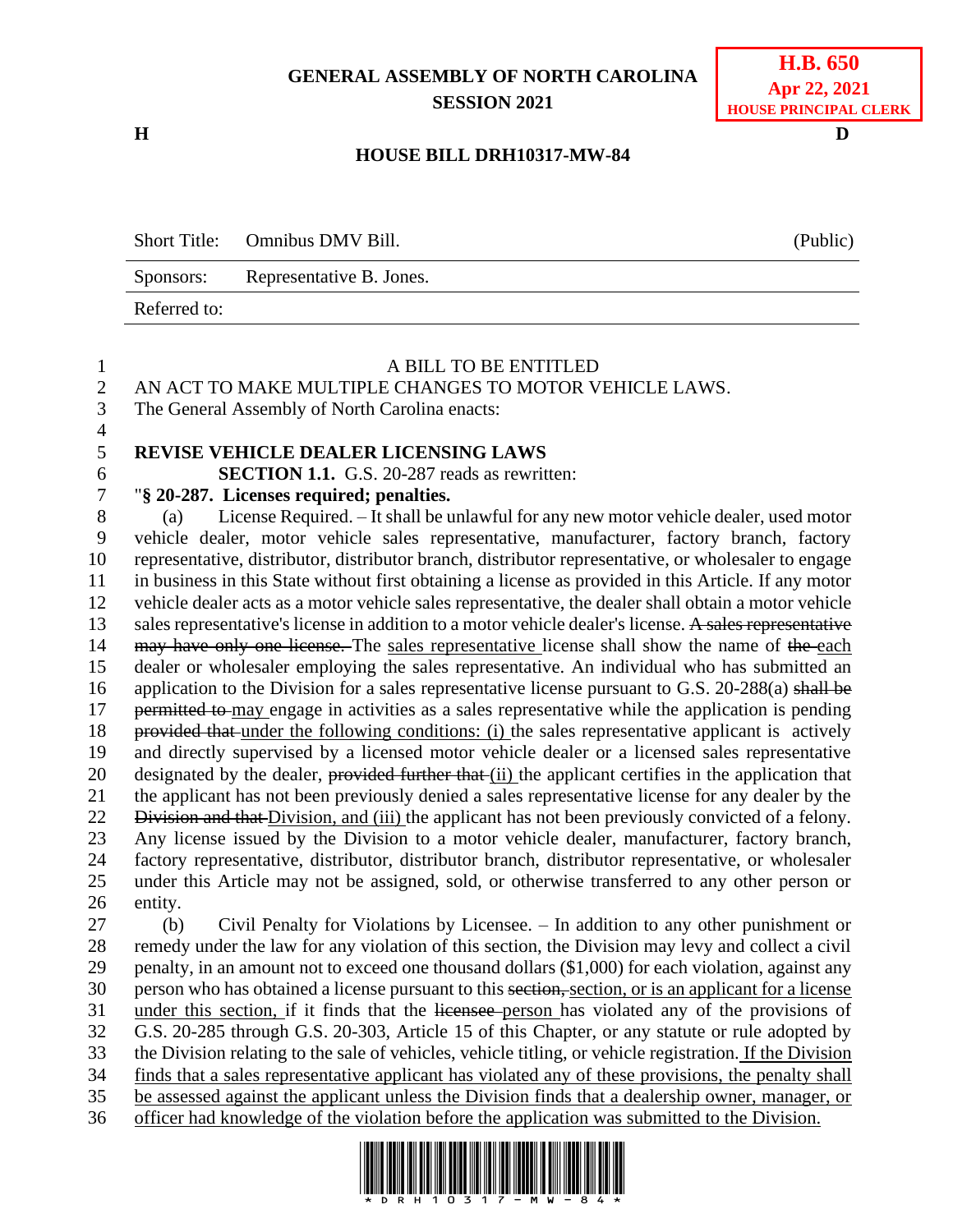**GENERAL ASSEMBLY OF NORTH CAROLINA**
**SESSION 2021**

**H.B. 650**
**Apr 22, 2021**
**HOUSE PRINCIPAL CLERK**

**H** **D**

**HOUSE BILL DRH10317-MW-84**

| Short Title: | Omnibus DMV Bill. | (Public) |
|---|---|---|
| Sponsors: | Representative B. Jones. | |
| Referred to: | | |

A BILL TO BE ENTITLED

AN ACT TO MAKE MULTIPLE CHANGES TO MOTOR VEHICLE LAWS.

The General Assembly of North Carolina enacts:

**REVISE VEHICLE DEALER LICENSING LAWS**

**SECTION 1.1.** G.S. 20-287 reads as rewritten:

"**§ 20-287. Licenses required; penalties.**

(a) License Required. – It shall be unlawful for any new motor vehicle dealer, used motor vehicle dealer, motor vehicle sales representative, manufacturer, factory branch, factory representative, distributor, distributor branch, distributor representative, or wholesaler to engage in business in this State without first obtaining a license as provided in this Article. If any motor vehicle dealer acts as a motor vehicle sales representative, the dealer shall obtain a motor vehicle sales representative's license in addition to a motor vehicle dealer's license. ~~A sales representative may have only one license.~~ The <u>sales representative</u> license shall show the name of ~~the~~ <u>each</u> dealer or wholesaler employing the sales representative. An individual who has submitted an application to the Division for a sales representative license pursuant to G.S. 20-288(a) ~~shall be permitted to~~ <u>may</u> engage in activities as a sales representative while the application is pending ~~provided that~~ <u>under the following conditions: (i)</u> the sales representative applicant is actively and directly supervised by a licensed motor vehicle dealer or a licensed sales representative designated by the dealer, ~~provided further that~~ <u>(ii)</u> the applicant certifies in the application that the applicant has not been previously denied a sales representative license for any dealer by the ~~Division and that~~ <u>Division, and (iii)</u> the applicant has not been previously convicted of a felony. Any license issued by the Division to a motor vehicle dealer, manufacturer, factory branch, factory representative, distributor, distributor branch, distributor representative, or wholesaler under this Article may not be assigned, sold, or otherwise transferred to any other person or entity.

(b) Civil Penalty for Violations by Licensee. – In addition to any other punishment or remedy under the law for any violation of this section, the Division may levy and collect a civil penalty, in an amount not to exceed one thousand dollars ($1,000) for each violation, against any person who has obtained a license pursuant to this ~~section,~~ <u>section, or is an applicant for a license under this section,</u> if it finds that the ~~licensee~~ <u>person</u> has violated any of the provisions of G.S. 20-285 through G.S. 20-303, Article 15 of this Chapter, or any statute or rule adopted by the Division relating to the sale of vehicles, vehicle titling, or vehicle registration. <u>If the Division finds that a sales representative applicant has violated any of these provisions, the penalty shall be assessed against the applicant unless the Division finds that a dealership owner, manager, or officer had knowledge of the violation before the application was submitted to the Division.</u>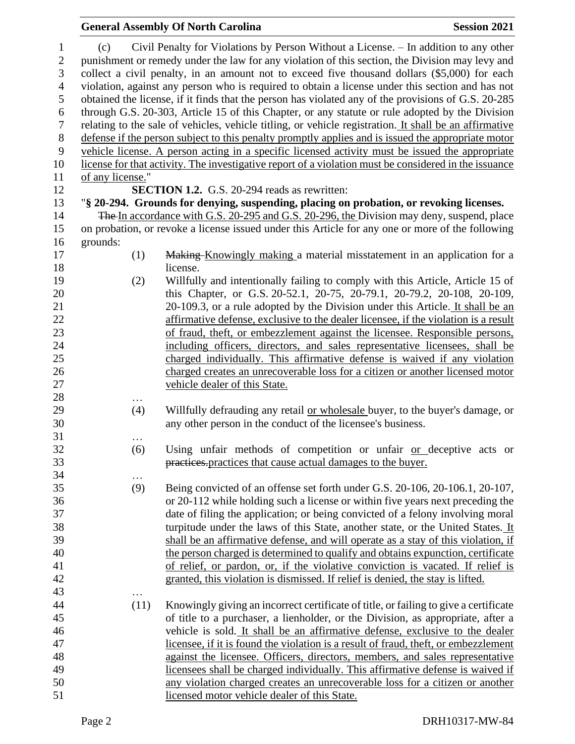(c) Civil Penalty for Violations by Person Without a License. – In addition to any other punishment or remedy under the law for any violation of this section, the Division may levy and collect a civil penalty, in an amount not to exceed five thousand dollars ($5,000) for each violation, against any person who is required to obtain a license under this section and has not obtained the license, if it finds that the person has violated any of the provisions of G.S. 20-285 through G.S. 20-303, Article 15 of this Chapter, or any statute or rule adopted by the Division relating to the sale of vehicles, vehicle titling, or vehicle registration. It shall be an affirmative defense if the person subject to this penalty promptly applies and is issued the appropriate motor vehicle license. A person acting in a specific licensed activity must be issued the appropriate license for that activity. The investigative report of a violation must be considered in the issuance of any license."

**SECTION 1.2.** G.S. 20-294 reads as rewritten:

"**§ 20-294. Grounds for denying, suspending, placing on probation, or revoking licenses.**

~~The~~ In accordance with G.S. 20-295 and G.S. 20-296, the Division may deny, suspend, place on probation, or revoke a license issued under this Article for any one or more of the following grounds:

(1) ~~Making~~ Knowingly making a material misstatement in an application for a license.

(2) Willfully and intentionally failing to comply with this Article, Article 15 of this Chapter, or G.S. 20-52.1, 20-75, 20-79.1, 20-79.2, 20-108, 20-109, 20-109.3, or a rule adopted by the Division under this Article. It shall be an affirmative defense, exclusive to the dealer licensee, if the violation is a result of fraud, theft, or embezzlement against the licensee. Responsible persons, including officers, directors, and sales representative licensees, shall be charged individually. This affirmative defense is waived if any violation charged creates an unrecoverable loss for a citizen or another licensed motor vehicle dealer of this State.

…

(4) Willfully defrauding any retail or wholesale buyer, to the buyer's damage, or any other person in the conduct of the licensee's business.

…

(6) Using unfair methods of competition or unfair or deceptive acts or ~~practices.~~practices that cause actual damages to the buyer.

…

(9) Being convicted of an offense set forth under G.S. 20-106, 20-106.1, 20-107, or 20-112 while holding such a license or within five years next preceding the date of filing the application; or being convicted of a felony involving moral turpitude under the laws of this State, another state, or the United States. It shall be an affirmative defense, and will operate as a stay of this violation, if the person charged is determined to qualify and obtains expunction, certificate of relief, or pardon, or, if the violative conviction is vacated. If relief is granted, this violation is dismissed. If relief is denied, the stay is lifted.

…

(11) Knowingly giving an incorrect certificate of title, or failing to give a certificate of title to a purchaser, a lienholder, or the Division, as appropriate, after a vehicle is sold. It shall be an affirmative defense, exclusive to the dealer licensee, if it is found the violation is a result of fraud, theft, or embezzlement against the licensee. Officers, directors, members, and sales representative licensees shall be charged individually. This affirmative defense is waived if any violation charged creates an unrecoverable loss for a citizen or another licensed motor vehicle dealer of this State.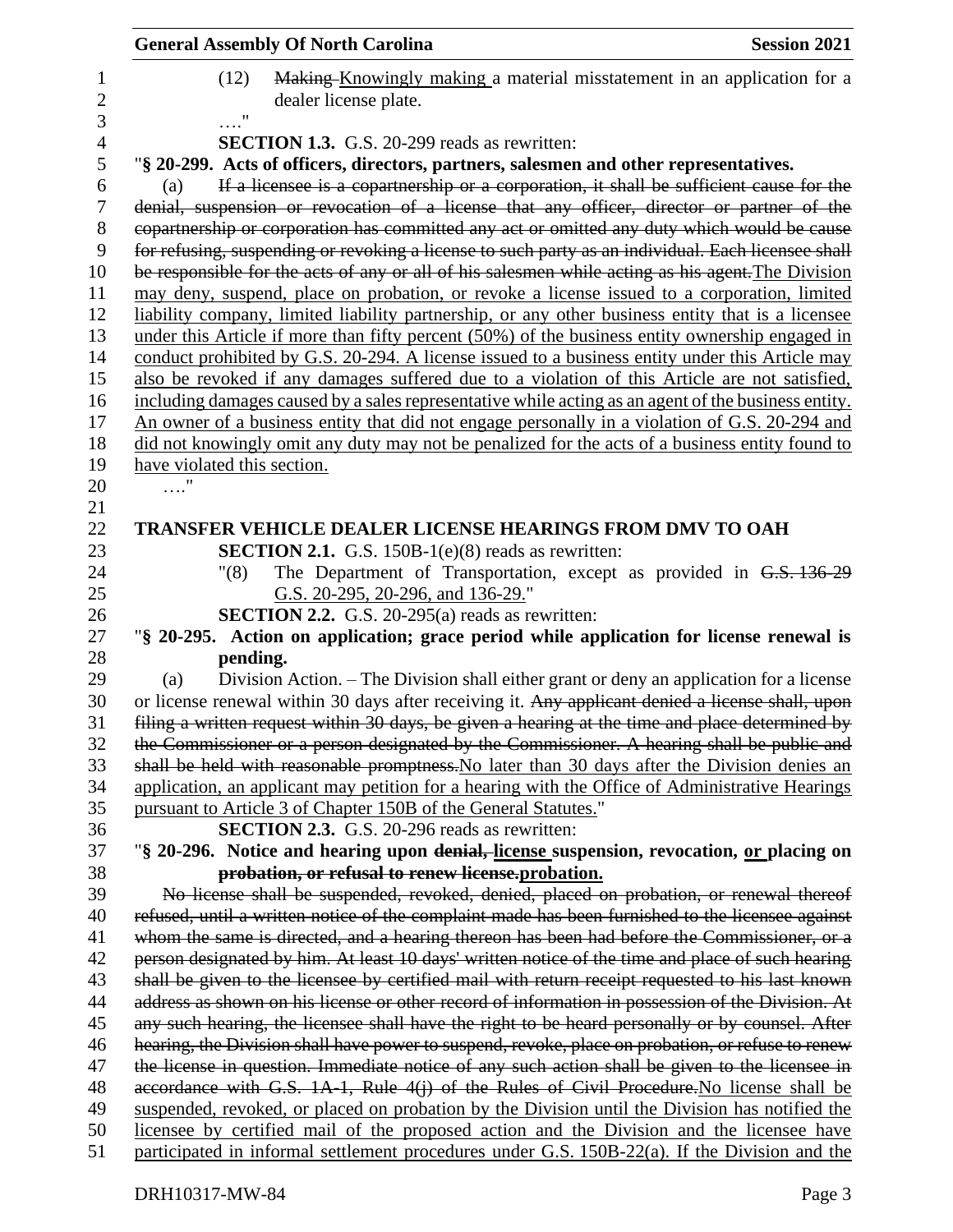(12) ~~Making~~ Knowingly making a material misstatement in an application for a dealer license plate.

…."

**SECTION 1.3.** G.S. 20-299 reads as rewritten:

"**§ 20-299. Acts of officers, directors, partners, salesmen and other representatives.**

(a) ~~If a licensee is a copartnership or a corporation, it shall be sufficient cause for the denial, suspension or revocation of a license that any officer, director or partner of the copartnership or corporation has committed any act or omitted any duty which would be cause for refusing, suspending or revoking a license to such party as an individual. Each licensee shall be responsible for the acts of any or all of his salesmen while acting as his agent.~~ The Division may deny, suspend, place on probation, or revoke a license issued to a corporation, limited liability company, limited liability partnership, or any other business entity that is a licensee under this Article if more than fifty percent (50%) of the business entity ownership engaged in conduct prohibited by G.S. 20-294. A license issued to a business entity under this Article may also be revoked if any damages suffered due to a violation of this Article are not satisfied, including damages caused by a sales representative while acting as an agent of the business entity. An owner of a business entity that did not engage personally in a violation of G.S. 20-294 and did not knowingly omit any duty may not be penalized for the acts of a business entity found to have violated this section.

…."

## TRANSFER VEHICLE DEALER LICENSE HEARINGS FROM DMV TO OAH

**SECTION 2.1.** G.S. 150B-1(e)(8) reads as rewritten:

"(8) The Department of Transportation, except as provided in ~~G.S. 136-29~~ G.S. 20-295, 20-296, and 136-29."

**SECTION 2.2.** G.S. 20-295(a) reads as rewritten:

"**§ 20-295. Action on application; grace period while application for license renewal is pending.**

(a) Division Action. – The Division shall either grant or deny an application for a license or license renewal within 30 days after receiving it. ~~Any applicant denied a license shall, upon filing a written request within 30 days, be given a hearing at the time and place determined by the Commissioner or a person designated by the Commissioner. A hearing shall be public and shall be held with reasonable promptness.~~ No later than 30 days after the Division denies an application, an applicant may petition for a hearing with the Office of Administrative Hearings pursuant to Article 3 of Chapter 150B of the General Statutes."

**SECTION 2.3.** G.S. 20-296 reads as rewritten:

"**§ 20-296. Notice and hearing upon ~~denial,~~ license suspension, revocation, or placing on ~~probation, or refusal to renew license.~~ probation.**

~~No license shall be suspended, revoked, denied, placed on probation, or renewal thereof refused, until a written notice of the complaint made has been furnished to the licensee against whom the same is directed, and a hearing thereon has been had before the Commissioner, or a person designated by him. At least 10 days' written notice of the time and place of such hearing shall be given to the licensee by certified mail with return receipt requested to his last known address as shown on his license or other record of information in possession of the Division. At any such hearing, the licensee shall have the right to be heard personally or by counsel. After hearing, the Division shall have power to suspend, revoke, place on probation, or refuse to renew the license in question. Immediate notice of any such action shall be given to the licensee in accordance with G.S. 1A-1, Rule 4(j) of the Rules of Civil Procedure.~~ No license shall be suspended, revoked, or placed on probation by the Division until the Division has notified the licensee by certified mail of the proposed action and the Division and the licensee have participated in informal settlement procedures under G.S. 150B-22(a). If the Division and the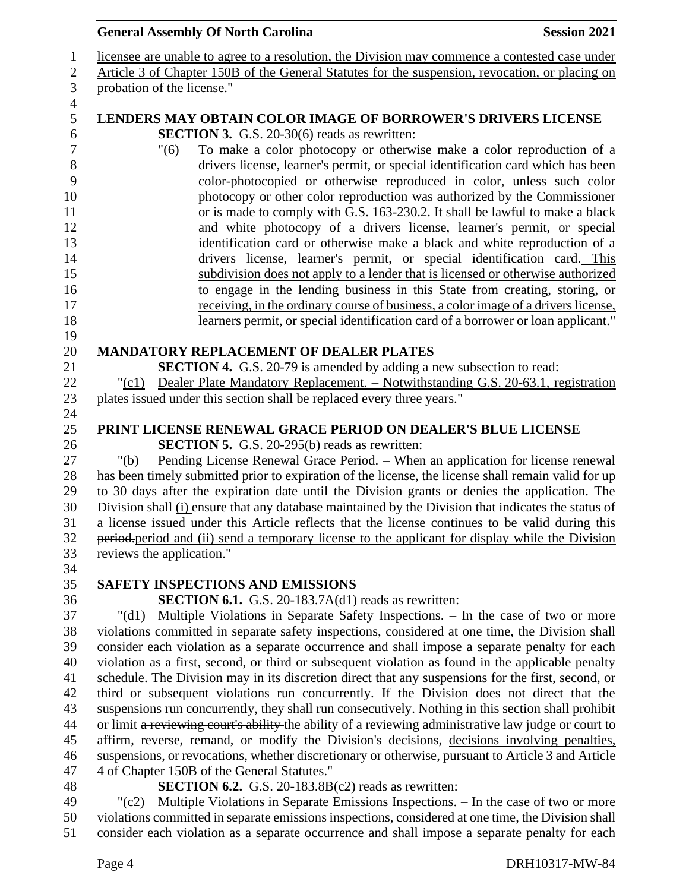licensee are unable to agree to a resolution, the Division may commence a contested case under Article 3 of Chapter 150B of the General Statutes for the suspension, revocation, or placing on probation of the license."

**LENDERS MAY OBTAIN COLOR IMAGE OF BORROWER'S DRIVERS LICENSE**

**SECTION 3.** G.S. 20-30(6) reads as rewritten:

"(6) To make a color photocopy or otherwise make a color reproduction of a drivers license, learner's permit, or special identification card which has been color-photocopied or otherwise reproduced in color, unless such color photocopy or other color reproduction was authorized by the Commissioner or is made to comply with G.S. 163-230.2. It shall be lawful to make a black and white photocopy of a drivers license, learner's permit, or special identification card or otherwise make a black and white reproduction of a drivers license, learner's permit, or special identification card. This subdivision does not apply to a lender that is licensed or otherwise authorized to engage in the lending business in this State from creating, storing, or receiving, in the ordinary course of business, a color image of a drivers license, learners permit, or special identification card of a borrower or loan applicant."

**MANDATORY REPLACEMENT OF DEALER PLATES**

**SECTION 4.** G.S. 20-79 is amended by adding a new subsection to read:

"(c1) Dealer Plate Mandatory Replacement. – Notwithstanding G.S. 20-63.1, registration plates issued under this section shall be replaced every three years."

**PRINT LICENSE RENEWAL GRACE PERIOD ON DEALER'S BLUE LICENSE**

**SECTION 5.** G.S. 20-295(b) reads as rewritten:

"(b) Pending License Renewal Grace Period. – When an application for license renewal has been timely submitted prior to expiration of the license, the license shall remain valid for up to 30 days after the expiration date until the Division grants or denies the application. The Division shall (i) ensure that any database maintained by the Division that indicates the status of a license issued under this Article reflects that the license continues to be valid during this ~~period.~~period and (ii) send a temporary license to the applicant for display while the Division reviews the application."

**SAFETY INSPECTIONS AND EMISSIONS**

**SECTION 6.1.** G.S. 20-183.7A(d1) reads as rewritten:

"(d1) Multiple Violations in Separate Safety Inspections. – In the case of two or more violations committed in separate safety inspections, considered at one time, the Division shall consider each violation as a separate occurrence and shall impose a separate penalty for each violation as a first, second, or third or subsequent violation as found in the applicable penalty schedule. The Division may in its discretion direct that any suspensions for the first, second, or third or subsequent violations run concurrently. If the Division does not direct that the suspensions run concurrently, they shall run consecutively. Nothing in this section shall prohibit or limit ~~a reviewing court's ability~~ the ability of a reviewing administrative law judge or court to affirm, reverse, remand, or modify the Division's ~~decisions,~~ decisions involving penalties, suspensions, or revocations, whether discretionary or otherwise, pursuant to Article 3 and Article 4 of Chapter 150B of the General Statutes."

**SECTION 6.2.** G.S. 20-183.8B(c2) reads as rewritten:

"(c2) Multiple Violations in Separate Emissions Inspections. – In the case of two or more violations committed in separate emissions inspections, considered at one time, the Division shall consider each violation as a separate occurrence and shall impose a separate penalty for each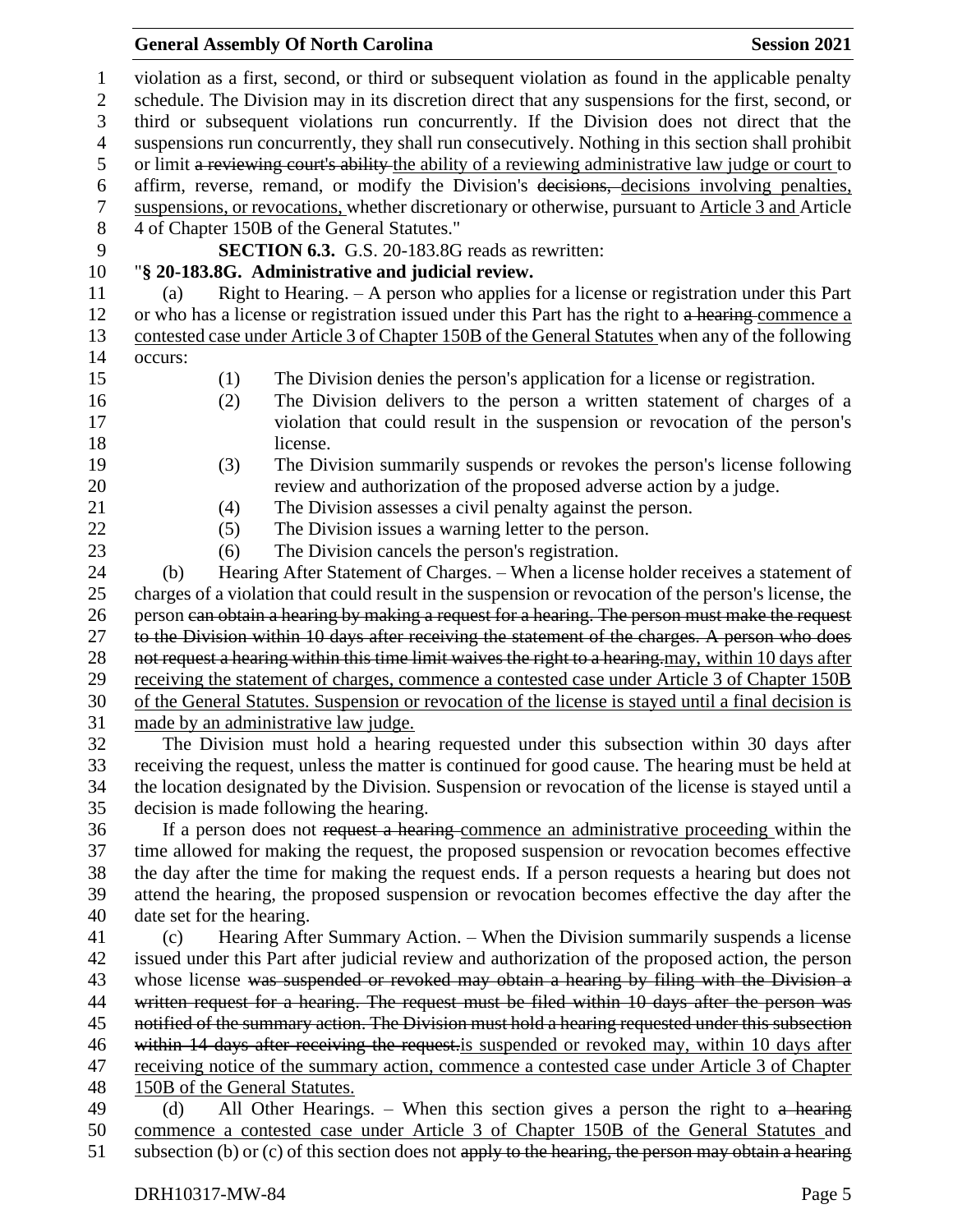violation as a first, second, or third or subsequent violation as found in the applicable penalty schedule. The Division may in its discretion direct that any suspensions for the first, second, or third or subsequent violations run concurrently. If the Division does not direct that the suspensions run concurrently, they shall run consecutively. Nothing in this section shall prohibit or limit ~~a reviewing court's ability~~ the ability of a reviewing administrative law judge or court to affirm, reverse, remand, or modify the Division's ~~decisions,~~ decisions involving penalties, suspensions, or revocations, whether discretionary or otherwise, pursuant to Article 3 and Article 4 of Chapter 150B of the General Statutes."

**SECTION 6.3.** G.S. 20-183.8G reads as rewritten:

"**§ 20-183.8G. Administrative and judicial review.**

(a) Right to Hearing. – A person who applies for a license or registration under this Part or who has a license or registration issued under this Part has the right to ~~a hearing~~ commence a contested case under Article 3 of Chapter 150B of the General Statutes when any of the following occurs:

(1) The Division denies the person's application for a license or registration.

(2) The Division delivers to the person a written statement of charges of a violation that could result in the suspension or revocation of the person's license.

(3) The Division summarily suspends or revokes the person's license following review and authorization of the proposed adverse action by a judge.

(4) The Division assesses a civil penalty against the person.

(5) The Division issues a warning letter to the person.

(6) The Division cancels the person's registration.

(b) Hearing After Statement of Charges. – When a license holder receives a statement of charges of a violation that could result in the suspension or revocation of the person's license, the person ~~can obtain a hearing by making a request for a hearing. The person must make the request to the Division within 10 days after receiving the statement of the charges. A person who does not request a hearing within this time limit waives the right to a hearing.~~ may, within 10 days after receiving the statement of charges, commence a contested case under Article 3 of Chapter 150B of the General Statutes. Suspension or revocation of the license is stayed until a final decision is made by an administrative law judge.

The Division must hold a hearing requested under this subsection within 30 days after receiving the request, unless the matter is continued for good cause. The hearing must be held at the location designated by the Division. Suspension or revocation of the license is stayed until a decision is made following the hearing.

If a person does not ~~request a hearing~~ commence an administrative proceeding within the time allowed for making the request, the proposed suspension or revocation becomes effective the day after the time for making the request ends. If a person requests a hearing but does not attend the hearing, the proposed suspension or revocation becomes effective the day after the date set for the hearing.

(c) Hearing After Summary Action. – When the Division summarily suspends a license issued under this Part after judicial review and authorization of the proposed action, the person whose license ~~was suspended or revoked may obtain a hearing by filing with the Division a written request for a hearing. The request must be filed within 10 days after the person was notified of the summary action. The Division must hold a hearing requested under this subsection within 14 days after receiving the request.~~ is suspended or revoked may, within 10 days after receiving notice of the summary action, commence a contested case under Article 3 of Chapter 150B of the General Statutes.

(d) All Other Hearings. – When this section gives a person the right to ~~a hearing~~ commence a contested case under Article 3 of Chapter 150B of the General Statutes and subsection (b) or (c) of this section does not ~~apply to the hearing, the person may obtain a hearing~~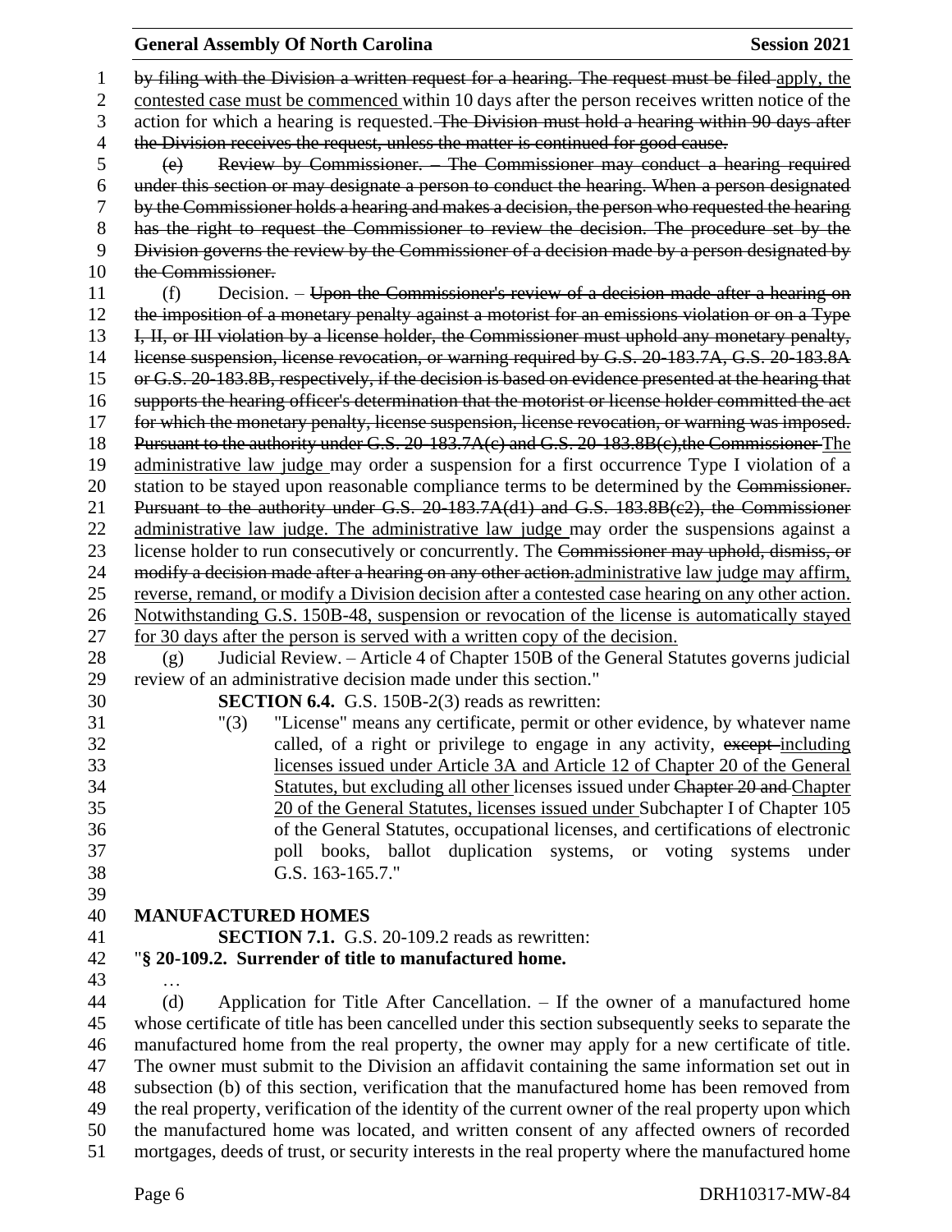by filing with the Division a written request for a hearing. The request must be filed ~~apply~~ <u>apply, the contested case must be commenced</u> within 10 days after the person receives written notice of the action for which a hearing is requested. ~~The Division must hold a hearing within 90 days after the Division receives the request, unless the matter is continued for good cause.~~

~~(e) Review by Commissioner. – The Commissioner may conduct a hearing required under this section or may designate a person to conduct the hearing. When a person designated by the Commissioner holds a hearing and makes a decision, the person who requested the hearing has the right to request the Commissioner to review the decision. The procedure set by the Division governs the review by the Commissioner of a decision made by a person designated by the Commissioner.~~

(f) Decision. – ~~Upon the Commissioner's review of a decision made after a hearing on the imposition of a monetary penalty against a motorist for an emissions violation or on a Type I, II, or III violation by a license holder, the Commissioner must uphold any monetary penalty, license suspension, license revocation, or warning required by G.S. 20-183.7A, G.S. 20-183.8A or G.S. 20-183.8B, respectively, if the decision is based on evidence presented at the hearing that supports the hearing officer's determination that the motorist or license holder committed the act for which the monetary penalty, license suspension, license revocation, or warning was imposed. Pursuant to the authority under G.S. 20-183.7A(c) and G.S. 20-183.8B(c), the Commissioner~~ <u>The administrative law judge</u> may order a suspension for a first occurrence Type I violation of a station to be stayed upon reasonable compliance terms to be determined by the ~~Commissioner. Pursuant to the authority under G.S. 20-183.7A(d1) and G.S. 183.8B(c2), the Commissioner~~ <u>administrative law judge. The administrative law judge</u> may order the suspensions against a license holder to run consecutively or concurrently. The ~~Commissioner may uphold, dismiss, or modify a decision made after a hearing on any other action.~~<u>administrative law judge may affirm, reverse, remand, or modify a Division decision after a contested case hearing on any other action. Notwithstanding G.S. 150B-48, suspension or revocation of the license is automatically stayed for 30 days after the person is served with a written copy of the decision.</u>

(g) Judicial Review. – Article 4 of Chapter 150B of the General Statutes governs judicial review of an administrative decision made under this section."

**SECTION 6.4.** G.S. 150B-2(3) reads as rewritten:

"(3) "License" means any certificate, permit or other evidence, by whatever name called, of a right or privilege to engage in any activity, ~~except~~ <u>including licenses issued under Article 3A and Article 12 of Chapter 20 of the General Statutes, but excluding all other</u> licenses issued under ~~Chapter 20 and~~ <u>Chapter 20 of the General Statutes, licenses issued under</u> Subchapter I of Chapter 105 of the General Statutes, occupational licenses, and certifications of electronic poll books, ballot duplication systems, or voting systems under G.S. 163-165.7."

## MANUFACTURED HOMES

**SECTION 7.1.** G.S. 20-109.2 reads as rewritten:

"**§ 20-109.2. Surrender of title to manufactured home.**

…

(d) Application for Title After Cancellation. – If the owner of a manufactured home whose certificate of title has been cancelled under this section subsequently seeks to separate the manufactured home from the real property, the owner may apply for a new certificate of title. The owner must submit to the Division an affidavit containing the same information set out in subsection (b) of this section, verification that the manufactured home has been removed from the real property, verification of the identity of the current owner of the real property upon which the manufactured home was located, and written consent of any affected owners of recorded mortgages, deeds of trust, or security interests in the real property where the manufactured home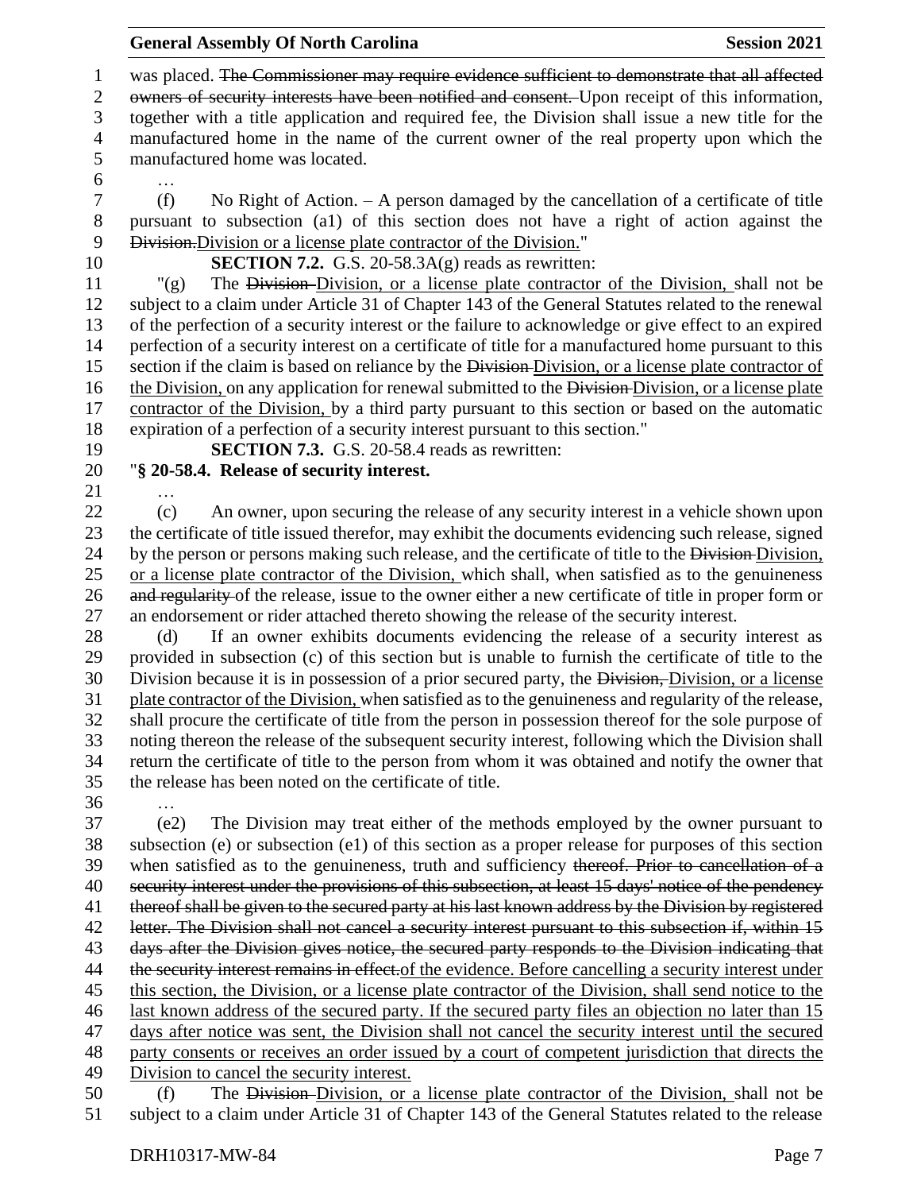was placed. ~~The Commissioner may require evidence sufficient to demonstrate that all affected owners of security interests have been notified and consent.~~ Upon receipt of this information, together with a title application and required fee, the Division shall issue a new title for the manufactured home in the name of the current owner of the real property upon which the manufactured home was located.

…

(f) No Right of Action. – A person damaged by the cancellation of a certificate of title pursuant to subsection (a1) of this section does not have a right of action against the ~~Division.~~<u>Division or a license plate contractor of the Division.</u>"

**SECTION 7.2.** G.S. 20-58.3A(g) reads as rewritten:

"(g) The ~~Division~~ <u>Division, or a license plate contractor of the Division,</u> shall not be subject to a claim under Article 31 of Chapter 143 of the General Statutes related to the renewal of the perfection of a security interest or the failure to acknowledge or give effect to an expired perfection of a security interest on a certificate of title for a manufactured home pursuant to this section if the claim is based on reliance by the ~~Division~~ <u>Division, or a license plate contractor of the Division,</u> on any application for renewal submitted to the ~~Division~~ <u>Division, or a license plate contractor of the Division,</u> by a third party pursuant to this section or based on the automatic expiration of a perfection of a security interest pursuant to this section."

**SECTION 7.3.** G.S. 20-58.4 reads as rewritten:

"**§ 20-58.4. Release of security interest.**

…

(c) An owner, upon securing the release of any security interest in a vehicle shown upon the certificate of title issued therefor, may exhibit the documents evidencing such release, signed by the person or persons making such release, and the certificate of title to the ~~Division~~ <u>Division, or a license plate contractor of the Division,</u> which shall, when satisfied as to the genuineness ~~and regularity~~ of the release, issue to the owner either a new certificate of title in proper form or an endorsement or rider attached thereto showing the release of the security interest.

(d) If an owner exhibits documents evidencing the release of a security interest as provided in subsection (c) of this section but is unable to furnish the certificate of title to the Division because it is in possession of a prior secured party, the ~~Division,~~ <u>Division, or a license plate contractor of the Division,</u> when satisfied as to the genuineness and regularity of the release, shall procure the certificate of title from the person in possession thereof for the sole purpose of noting thereon the release of the subsequent security interest, following which the Division shall return the certificate of title to the person from whom it was obtained and notify the owner that the release has been noted on the certificate of title.

…

(e2) The Division may treat either of the methods employed by the owner pursuant to subsection (e) or subsection (e1) of this section as a proper release for purposes of this section when satisfied as to the genuineness, truth and sufficiency ~~thereof. Prior to cancellation of a security interest under the provisions of this subsection, at least 15 days' notice of the pendency thereof shall be given to the secured party at his last known address by the Division by registered letter. The Division shall not cancel a security interest pursuant to this subsection if, within 15 days after the Division gives notice, the secured party responds to the Division indicating that the security interest remains in effect.~~<u>of the evidence. Before cancelling a security interest under this section, the Division, or a license plate contractor of the Division, shall send notice to the last known address of the secured party. If the secured party files an objection no later than 15 days after notice was sent, the Division shall not cancel the security interest until the secured party consents or receives an order issued by a court of competent jurisdiction that directs the Division to cancel the security interest.</u>

(f) The ~~Division~~ <u>Division, or a license plate contractor of the Division,</u> shall not be subject to a claim under Article 31 of Chapter 143 of the General Statutes related to the release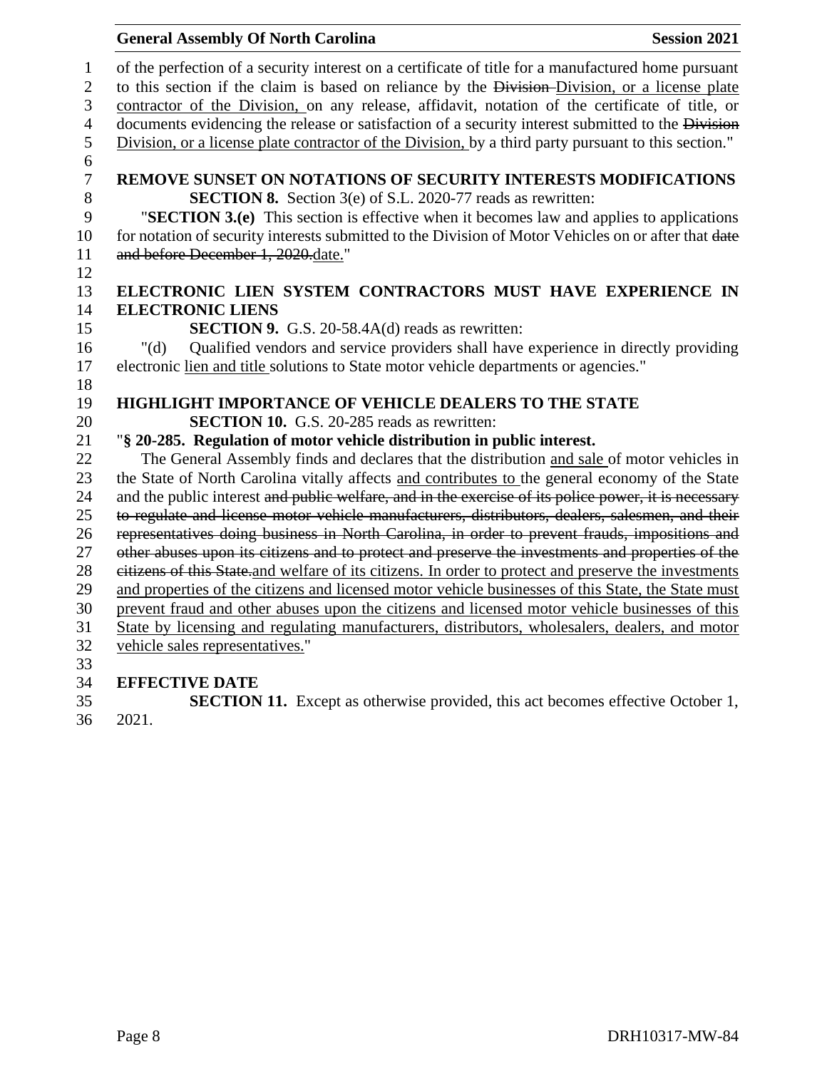of the perfection of a security interest on a certificate of title for a manufactured home pursuant to this section if the claim is based on reliance by the ~~Division~~ Division, or a license plate contractor of the Division, on any release, affidavit, notation of the certificate of title, or documents evidencing the release or satisfaction of a security interest submitted to the ~~Division~~ Division, or a license plate contractor of the Division, by a third party pursuant to this section."

**REMOVE SUNSET ON NOTATIONS OF SECURITY INTERESTS MODIFICATIONS**

**SECTION 8.** Section 3(e) of S.L. 2020-77 reads as rewritten:

"**SECTION 3.(e)** This section is effective when it becomes law and applies to applications for notation of security interests submitted to the Division of Motor Vehicles on or after that ~~date and before December 1, 2020.~~date."

**ELECTRONIC LIEN SYSTEM CONTRACTORS MUST HAVE EXPERIENCE IN ELECTRONIC LIENS**

**SECTION 9.** G.S. 20-58.4A(d) reads as rewritten:

"(d) Qualified vendors and service providers shall have experience in directly providing electronic lien and title solutions to State motor vehicle departments or agencies."

**HIGHLIGHT IMPORTANCE OF VEHICLE DEALERS TO THE STATE**

**SECTION 10.** G.S. 20-285 reads as rewritten:

"**§ 20-285. Regulation of motor vehicle distribution in public interest.**

The General Assembly finds and declares that the distribution and sale of motor vehicles in the State of North Carolina vitally affects and contributes to the general economy of the State and the public interest ~~and public welfare, and in the exercise of its police power, it is necessary to regulate and license motor vehicle manufacturers, distributors, dealers, salesmen, and their representatives doing business in North Carolina, in order to prevent frauds, impositions and other abuses upon its citizens and to protect and preserve the investments and properties of the citizens of this State.~~and welfare of its citizens. In order to protect and preserve the investments and properties of the citizens and licensed motor vehicle businesses of this State, the State must prevent fraud and other abuses upon the citizens and licensed motor vehicle businesses of this State by licensing and regulating manufacturers, distributors, wholesalers, dealers, and motor vehicle sales representatives."

**EFFECTIVE DATE**

**SECTION 11.** Except as otherwise provided, this act becomes effective October 1, 2021.